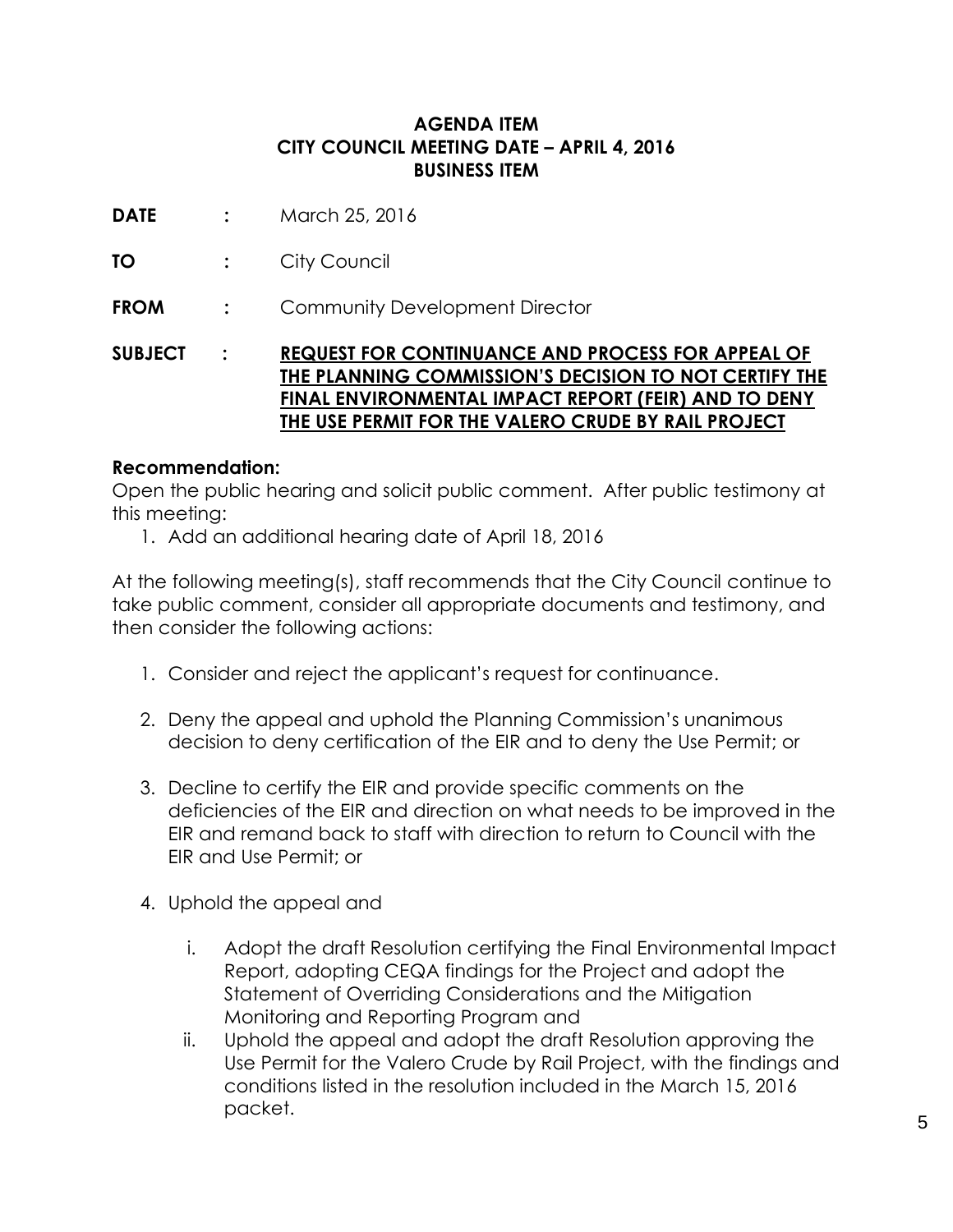**AGENDA ITEM**
**CITY COUNCIL MEETING DATE – APRIL 4, 2016**
**BUSINESS ITEM**

**DATE** : March 25, 2016

**TO** : City Council

**FROM** : Community Development Director

**SUBJECT** : **REQUEST FOR CONTINUANCE AND PROCESS FOR APPEAL OF THE PLANNING COMMISSION'S DECISION TO NOT CERTIFY THE FINAL ENVIRONMENTAL IMPACT REPORT (FEIR) AND TO DENY THE USE PERMIT FOR THE VALERO CRUDE BY RAIL PROJECT**

**Recommendation:**

Open the public hearing and solicit public comment. After public testimony at this meeting:

1. Add an additional hearing date of April 18, 2016

At the following meeting(s), staff recommends that the City Council continue to take public comment, consider all appropriate documents and testimony, and then consider the following actions:

1. Consider and reject the applicant's request for continuance.
2. Deny the appeal and uphold the Planning Commission's unanimous decision to deny certification of the EIR and to deny the Use Permit; or
3. Decline to certify the EIR and provide specific comments on the deficiencies of the EIR and direction on what needs to be improved in the EIR and remand back to staff with direction to return to Council with the EIR and Use Permit; or
4. Uphold the appeal and
   i. Adopt the draft Resolution certifying the Final Environmental Impact Report, adopting CEQA findings for the Project and adopt the Statement of Overriding Considerations and the Mitigation Monitoring and Reporting Program and
   ii. Uphold the appeal and adopt the draft Resolution approving the Use Permit for the Valero Crude by Rail Project, with the findings and conditions listed in the resolution included in the March 15, 2016 packet.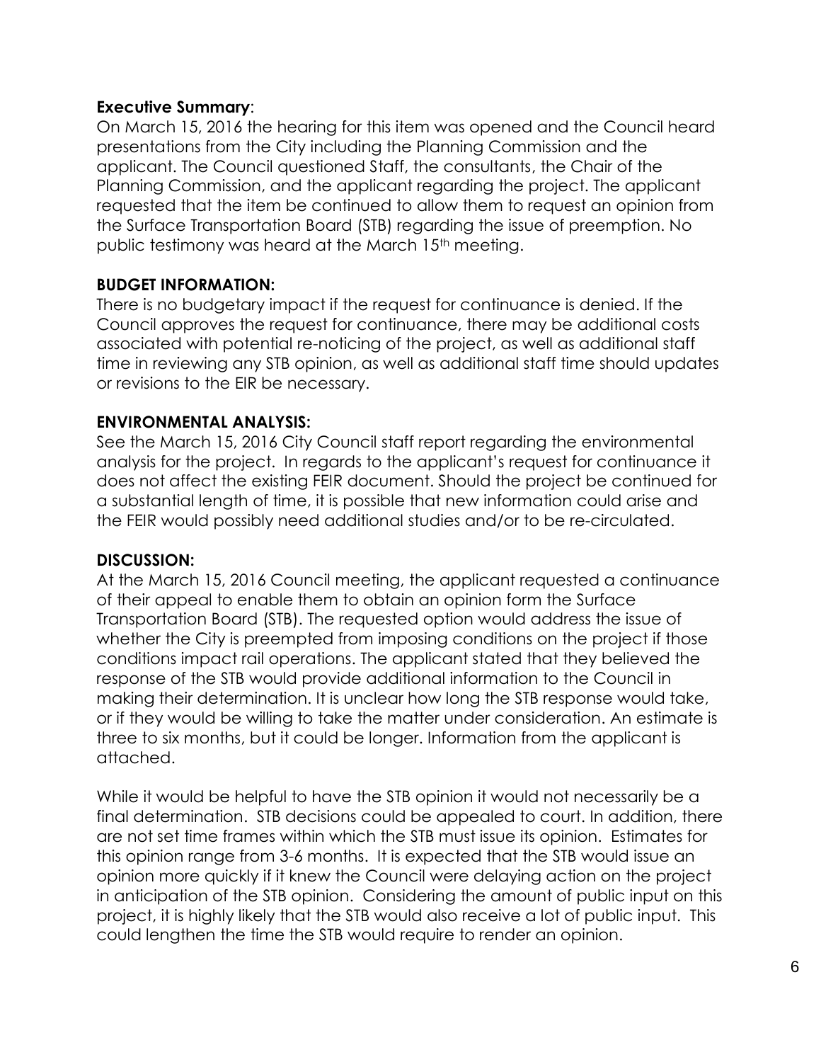**Executive Summary**:
On March 15, 2016 the hearing for this item was opened and the Council heard presentations from the City including the Planning Commission and the applicant. The Council questioned Staff, the consultants, the Chair of the Planning Commission, and the applicant regarding the project. The applicant requested that the item be continued to allow them to request an opinion from the Surface Transportation Board (STB) regarding the issue of preemption. No public testimony was heard at the March 15th meeting.

**BUDGET INFORMATION:**
There is no budgetary impact if the request for continuance is denied. If the Council approves the request for continuance, there may be additional costs associated with potential re-noticing of the project, as well as additional staff time in reviewing any STB opinion, as well as additional staff time should updates or revisions to the EIR be necessary.

**ENVIRONMENTAL ANALYSIS:**
See the March 15, 2016 City Council staff report regarding the environmental analysis for the project. In regards to the applicant's request for continuance it does not affect the existing FEIR document. Should the project be continued for a substantial length of time, it is possible that new information could arise and the FEIR would possibly need additional studies and/or to be re-circulated.

**DISCUSSION:**
At the March 15, 2016 Council meeting, the applicant requested a continuance of their appeal to enable them to obtain an opinion form the Surface Transportation Board (STB). The requested option would address the issue of whether the City is preempted from imposing conditions on the project if those conditions impact rail operations. The applicant stated that they believed the response of the STB would provide additional information to the Council in making their determination. It is unclear how long the STB response would take, or if they would be willing to take the matter under consideration. An estimate is three to six months, but it could be longer. Information from the applicant is attached.

While it would be helpful to have the STB opinion it would not necessarily be a final determination. STB decisions could be appealed to court. In addition, there are not set time frames within which the STB must issue its opinion. Estimates for this opinion range from 3-6 months. It is expected that the STB would issue an opinion more quickly if it knew the Council were delaying action on the project in anticipation of the STB opinion. Considering the amount of public input on this project, it is highly likely that the STB would also receive a lot of public input. This could lengthen the time the STB would require to render an opinion.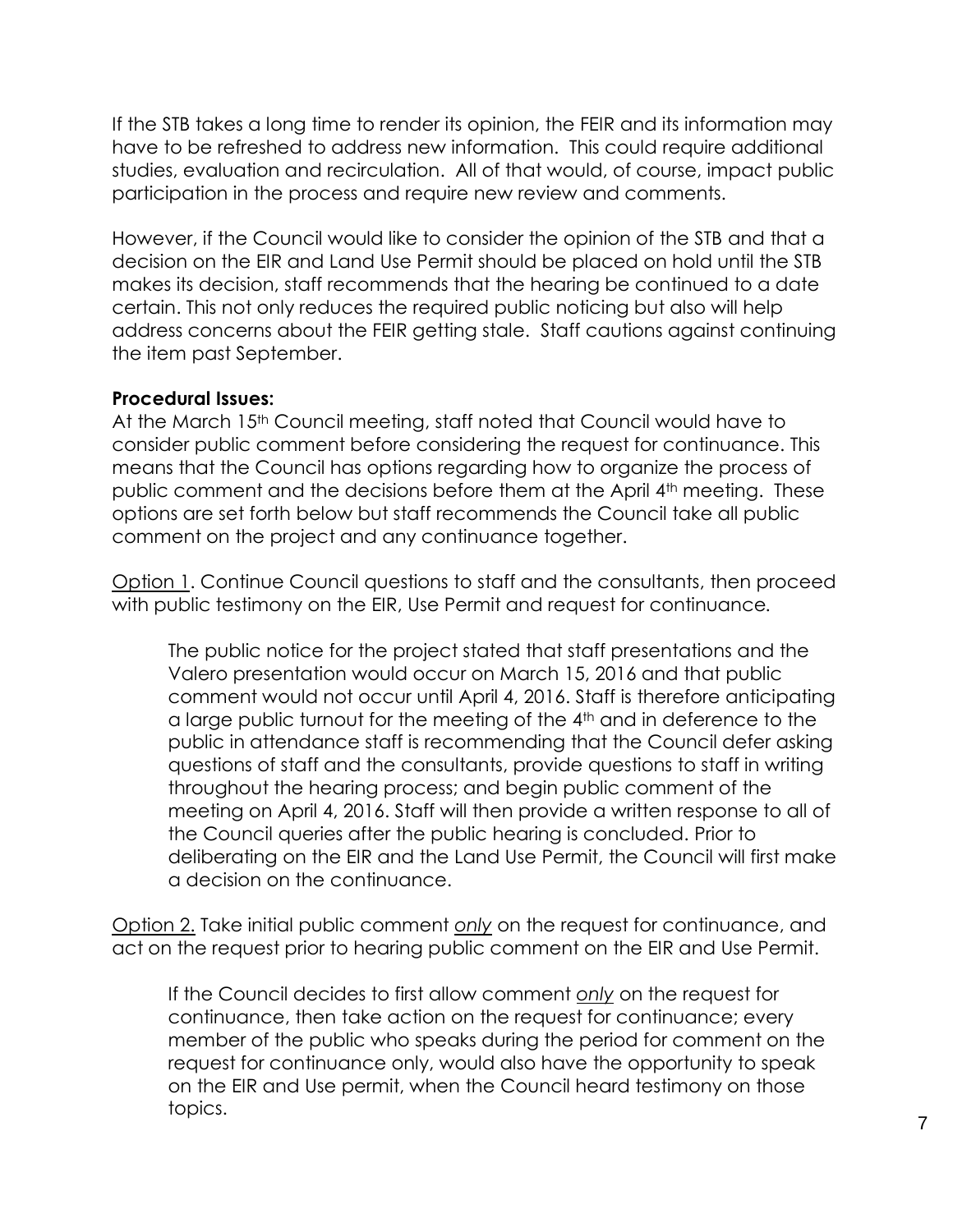If the STB takes a long time to render its opinion, the FEIR and its information may have to be refreshed to address new information. This could require additional studies, evaluation and recirculation. All of that would, of course, impact public participation in the process and require new review and comments.

However, if the Council would like to consider the opinion of the STB and that a decision on the EIR and Land Use Permit should be placed on hold until the STB makes its decision, staff recommends that the hearing be continued to a date certain. This not only reduces the required public noticing but also will help address concerns about the FEIR getting stale. Staff cautions against continuing the item past September.

**Procedural Issues:**

At the March 15th Council meeting, staff noted that Council would have to consider public comment before considering the request for continuance. This means that the Council has options regarding how to organize the process of public comment and the decisions before them at the April 4th meeting. These options are set forth below but staff recommends the Council take all public comment on the project and any continuance together.

<u>Option 1</u>. Continue Council questions to staff and the consultants, then proceed with public testimony on the EIR, Use Permit and request for continuance.

> The public notice for the project stated that staff presentations and the Valero presentation would occur on March 15, 2016 and that public comment would not occur until April 4, 2016. Staff is therefore anticipating a large public turnout for the meeting of the 4th and in deference to the public in attendance staff is recommending that the Council defer asking questions of staff and the consultants, provide questions to staff in writing throughout the hearing process; and begin public comment of the meeting on April 4, 2016. Staff will then provide a written response to all of the Council queries after the public hearing is concluded. Prior to deliberating on the EIR and the Land Use Permit, the Council will first make a decision on the continuance.

<u>Option 2.</u> Take initial public comment <u>*only*</u> on the request for continuance, and act on the request prior to hearing public comment on the EIR and Use Permit.

> If the Council decides to first allow comment <u>*only*</u> on the request for continuance, then take action on the request for continuance; every member of the public who speaks during the period for comment on the request for continuance only, would also have the opportunity to speak on the EIR and Use permit, when the Council heard testimony on those topics.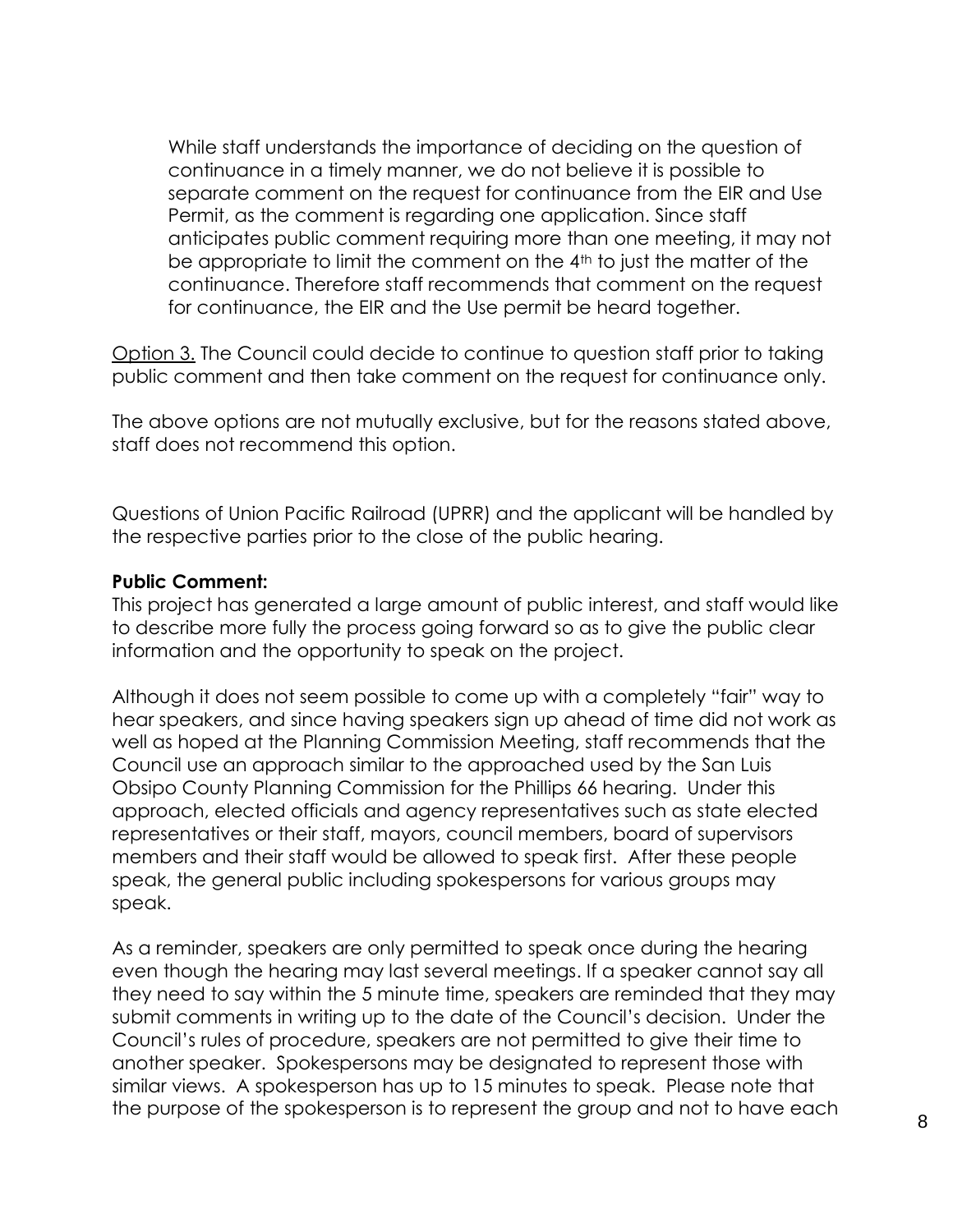While staff understands the importance of deciding on the question of continuance in a timely manner, we do not believe it is possible to separate comment on the request for continuance from the EIR and Use Permit, as the comment is regarding one application. Since staff anticipates public comment requiring more than one meeting, it may not be appropriate to limit the comment on the 4th to just the matter of the continuance. Therefore staff recommends that comment on the request for continuance, the EIR and the Use permit be heard together.

Option 3. The Council could decide to continue to question staff prior to taking public comment and then take comment on the request for continuance only.

The above options are not mutually exclusive, but for the reasons stated above, staff does not recommend this option.

Questions of Union Pacific Railroad (UPRR) and the applicant will be handled by the respective parties prior to the close of the public hearing.

**Public Comment:**

This project has generated a large amount of public interest, and staff would like to describe more fully the process going forward so as to give the public clear information and the opportunity to speak on the project.

Although it does not seem possible to come up with a completely "fair" way to hear speakers, and since having speakers sign up ahead of time did not work as well as hoped at the Planning Commission Meeting, staff recommends that the Council use an approach similar to the approached used by the San Luis Obsipo County Planning Commission for the Phillips 66 hearing. Under this approach, elected officials and agency representatives such as state elected representatives or their staff, mayors, council members, board of supervisors members and their staff would be allowed to speak first. After these people speak, the general public including spokespersons for various groups may speak.

As a reminder, speakers are only permitted to speak once during the hearing even though the hearing may last several meetings. If a speaker cannot say all they need to say within the 5 minute time, speakers are reminded that they may submit comments in writing up to the date of the Council's decision. Under the Council's rules of procedure, speakers are not permitted to give their time to another speaker. Spokespersons may be designated to represent those with similar views. A spokesperson has up to 15 minutes to speak. Please note that the purpose of the spokesperson is to represent the group and not to have each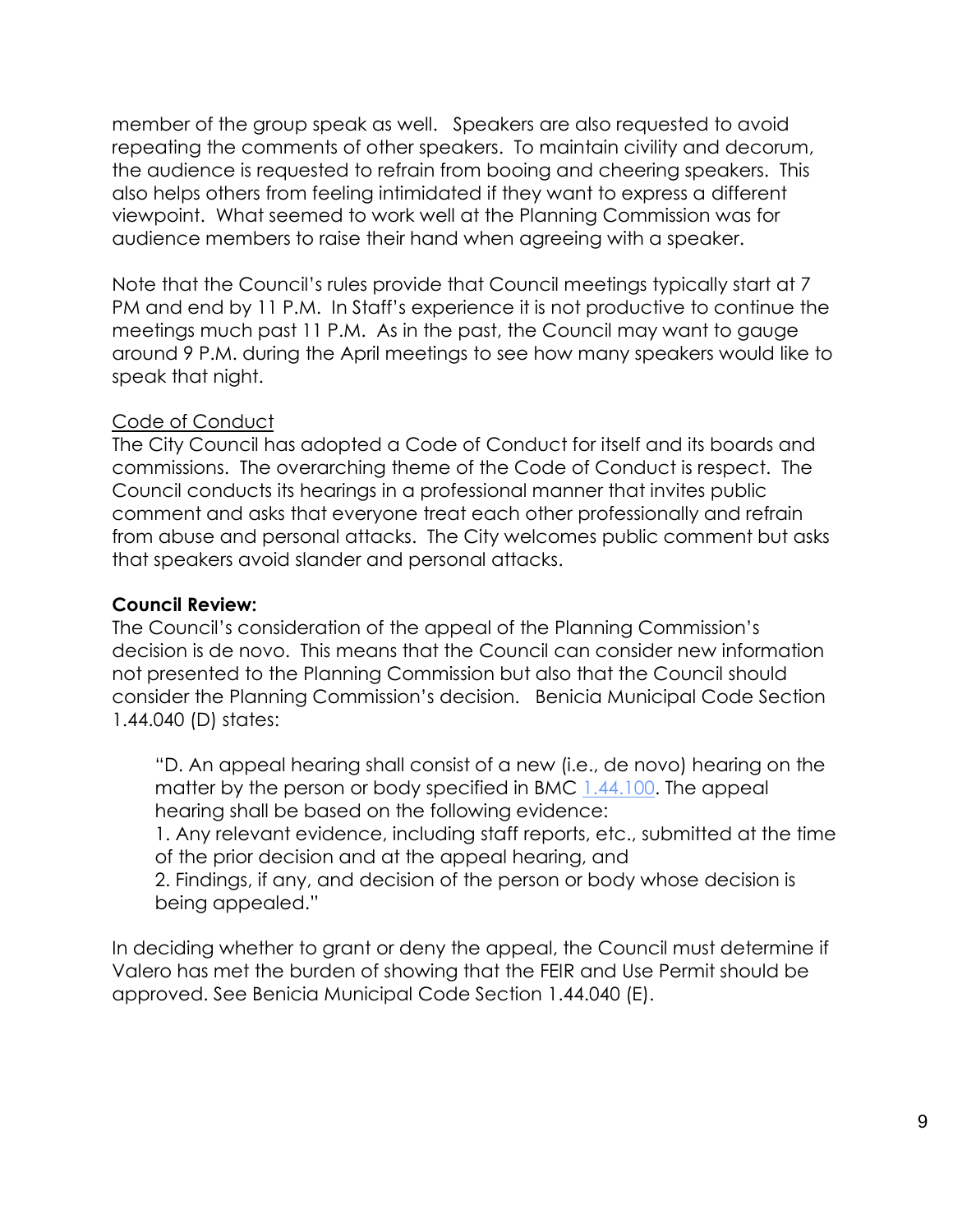member of the group speak as well. Speakers are also requested to avoid repeating the comments of other speakers. To maintain civility and decorum, the audience is requested to refrain from booing and cheering speakers. This also helps others from feeling intimidated if they want to express a different viewpoint. What seemed to work well at the Planning Commission was for audience members to raise their hand when agreeing with a speaker.

Note that the Council's rules provide that Council meetings typically start at 7 PM and end by 11 P.M. In Staff's experience it is not productive to continue the meetings much past 11 P.M. As in the past, the Council may want to gauge around 9 P.M. during the April meetings to see how many speakers would like to speak that night.

<u>Code of Conduct</u>

The City Council has adopted a Code of Conduct for itself and its boards and commissions. The overarching theme of the Code of Conduct is respect. The Council conducts its hearings in a professional manner that invites public comment and asks that everyone treat each other professionally and refrain from abuse and personal attacks. The City welcomes public comment but asks that speakers avoid slander and personal attacks.

**Council Review:**

The Council's consideration of the appeal of the Planning Commission's decision is de novo. This means that the Council can consider new information not presented to the Planning Commission but also that the Council should consider the Planning Commission's decision. Benicia Municipal Code Section 1.44.040 (D) states:

> "D. An appeal hearing shall consist of a new (i.e., de novo) hearing on the matter by the person or body specified in BMC 1.44.100. The appeal hearing shall be based on the following evidence:
> 1. Any relevant evidence, including staff reports, etc., submitted at the time of the prior decision and at the appeal hearing, and
> 2. Findings, if any, and decision of the person or body whose decision is being appealed."

In deciding whether to grant or deny the appeal, the Council must determine if Valero has met the burden of showing that the FEIR and Use Permit should be approved. See Benicia Municipal Code Section 1.44.040 (E).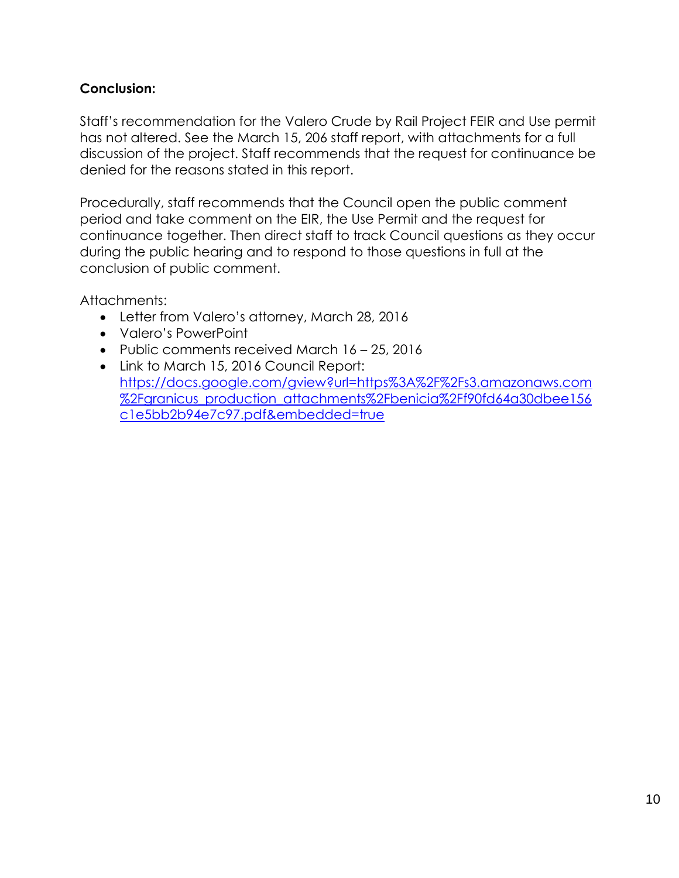**Conclusion:**

Staff's recommendation for the Valero Crude by Rail Project FEIR and Use permit has not altered. See the March 15, 206 staff report, with attachments for a full discussion of the project. Staff recommends that the request for continuance be denied for the reasons stated in this report.

Procedurally, staff recommends that the Council open the public comment period and take comment on the EIR, the Use Permit and the request for continuance together. Then direct staff to track Council questions as they occur during the public hearing and to respond to those questions in full at the conclusion of public comment.

Attachments:

- Letter from Valero's attorney, March 28, 2016
- Valero's PowerPoint
- Public comments received March 16 – 25, 2016
- Link to March 15, 2016 Council Report: https://docs.google.com/gview?url=https%3A%2F%2Fs3.amazonaws.com%2Fgranicus_production_attachments%2Fbenicia%2Ff90fd64a30dbee156c1e5bb2b94e7c97.pdf&embedded=true